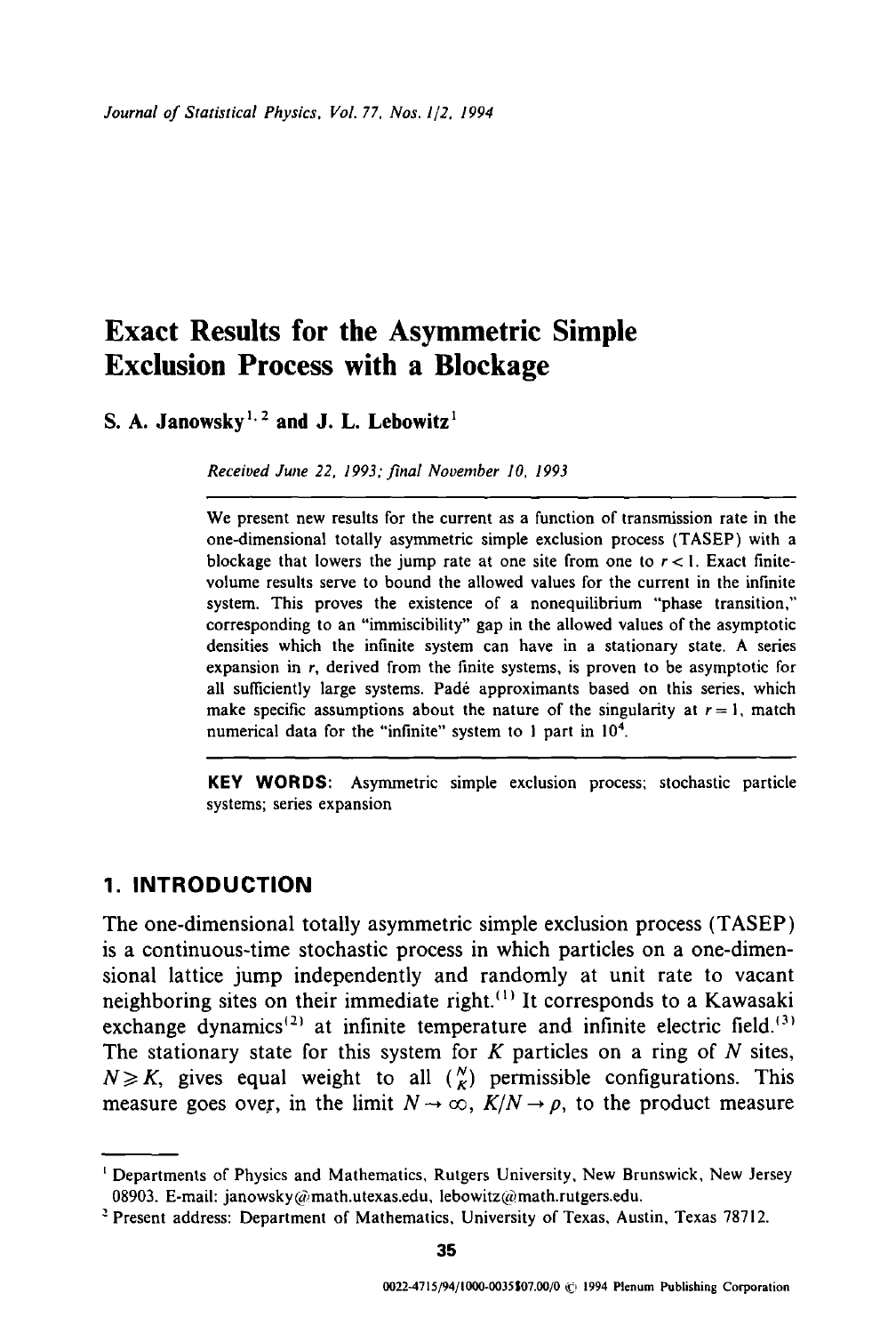# Exact Results for the Asymmetric Simple Exclusion Process with a Blockage

**S. A. Janowsky[1, 2] and J. L. Lebowitz[1]**

*Received June 22, 1993; final November 10, 1993*

---

We present new results for the current as a function of transmission rate in the one-dimensional totally asymmetric simple exclusion process (TASEP) with a blockage that lowers the jump rate at one site from one to $r < 1$. Exact finite-volume results serve to bound the allowed values for the current in the infinite system. This proves the existence of a nonequilibrium "phase transition," corresponding to an "immiscibility" gap in the allowed values of the asymptotic densities which the infinite system can have in a stationary state. A series expansion in $r$, derived from the finite systems, is proven to be asymptotic for all sufficiently large systems. Padé approximants based on this series, which make specific assumptions about the nature of the singularity at $r = 1$, match numerical data for the "infinite" system to 1 part in $10^4$.

---

**KEY WORDS:** Asymmetric simple exclusion process; stochastic particle systems; series expansion

## 1. INTRODUCTION

The one-dimensional totally asymmetric simple exclusion process (TASEP) is a continuous-time stochastic process in which particles on a one-dimensional lattice jump independently and randomly at unit rate to vacant neighboring sites on their immediate right.[1] It corresponds to a Kawasaki exchange dynamics[2] at infinite temperature and infinite electric field.[3] The stationary state for this system for $K$ particles on a ring of $N$ sites, $N \geqslant K$, gives equal weight to all $\binom{N}{K}$ permissible configurations. This measure goes over, in the limit $N \to \infty$, $K/N \to \rho$, to the product measure

---

[1] Departments of Physics and Mathematics, Rutgers University, New Brunswick, New Jersey 08903. E-mail: janowsky@math.utexas.edu, lebowitz@math.rutgers.edu.

[2] Present address: Department of Mathematics, University of Texas, Austin, Texas 78712.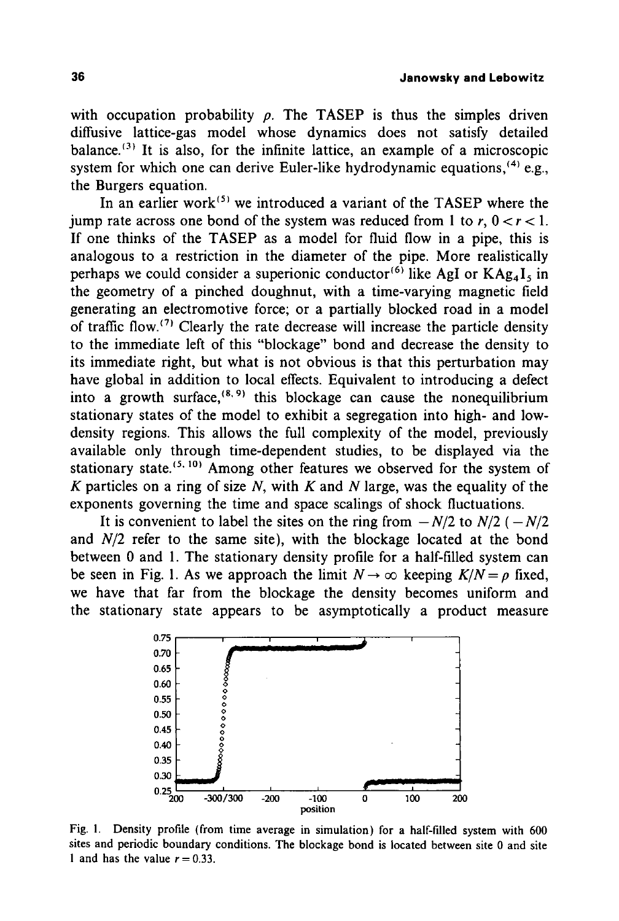with occupation probability $\rho$. The TASEP is thus the simples driven diffusive lattice-gas model whose dynamics does not satisfy detailed balance.[3] It is also, for the infinite lattice, an example of a microscopic system for which one can derive Euler-like hydrodynamic equations,[4] e.g., the Burgers equation.

In an earlier work[5] we introduced a variant of the TASEP where the jump rate across one bond of the system was reduced from 1 to $r$, $0 < r < 1$. If one thinks of the TASEP as a model for fluid flow in a pipe, this is analogous to a restriction in the diameter of the pipe. More realistically perhaps we could consider a superionic conductor[6] like AgI or $KAg_4I_5$ in the geometry of a pinched doughnut, with a time-varying magnetic field generating an electromotive force; or a partially blocked road in a model of traffic flow.[7] Clearly the rate decrease will increase the particle density to the immediate left of this "blockage" bond and decrease the density to its immediate right, but what is not obvious is that this perturbation may have global in addition to local effects. Equivalent to introducing a defect into a growth surface,[8,9] this blockage can cause the nonequilibrium stationary states of the model to exhibit a segregation into high- and low-density regions. This allows the full complexity of the model, previously available only through time-dependent studies, to be displayed via the stationary state.[5,10] Among other features we observed for the system of $K$ particles on a ring of size $N$, with $K$ and $N$ large, was the equality of the exponents governing the time and space scalings of shock fluctuations.

It is convenient to label the sites on the ring from $-N/2$ to $N/2$ ($-N/2$ and $N/2$ refer to the same site), with the blockage located at the bond between 0 and 1. The stationary density profile for a half-filled system can be seen in Fig. 1. As we approach the limit $N \to \infty$ keeping $K/N = \rho$ fixed, we have that far from the blockage the density becomes uniform and the stationary state appears to be asymptotically a product measure

Fig. 1. Density profile (from time average in simulation) for a half-filled system with 600 sites and periodic boundary conditions. The blockage bond is located between site 0 and site 1 and has the value $r = 0.33$.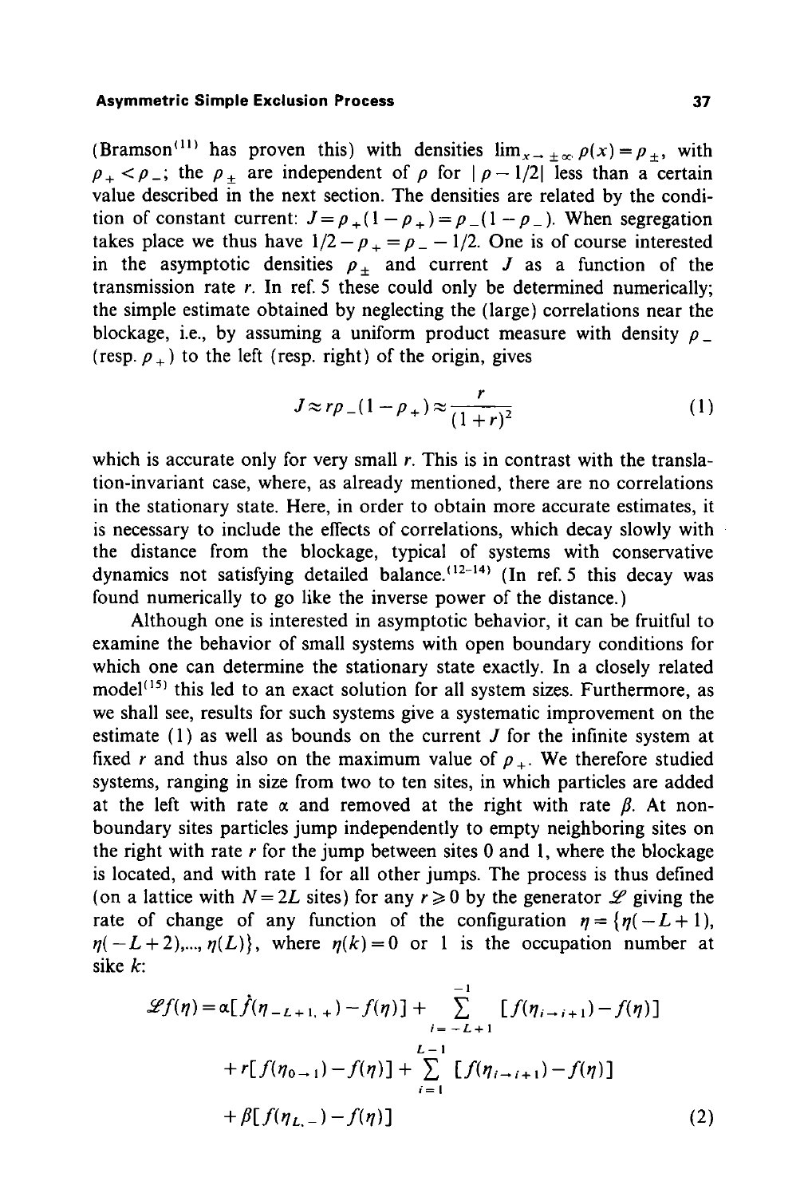(Bramson[11] has proven this) with densities $\lim_{x\to\pm\infty}\rho(x)=\rho_\pm$, with $\rho_+<\rho_-$; the $\rho_\pm$ are independent of $\rho$ for $|\rho-1/2|$ less than a certain value described in the next section. The densities are related by the condition of constant current: $J=\rho_+(1-\rho_+)=\rho_-(1-\rho_-)$. When segregation takes place we thus have $1/2-\rho_+=\rho_--1/2$. One is of course interested in the asymptotic densities $\rho_\pm$ and current $J$ as a function of the transmission rate $r$. In ref. 5 these could only be determined numerically; the simple estimate obtained by neglecting the (large) correlations near the blockage, i.e., by assuming a uniform product measure with density $\rho_-$ (resp. $\rho_+$) to the left (resp. right) of the origin, gives

$$J\approx r\rho_-(1-\rho_+)\approx\frac{r}{(1+r)^2} \tag{1}$$

which is accurate only for very small $r$. This is in contrast with the translation-invariant case, where, as already mentioned, there are no correlations in the stationary state. Here, in order to obtain more accurate estimates, it is necessary to include the effects of correlations, which decay slowly with the distance from the blockage, typical of systems with conservative dynamics not satisfying detailed balance.[12-14] (In ref. 5 this decay was found numerically to go like the inverse power of the distance.)

Although one is interested in asymptotic behavior, it can be fruitful to examine the behavior of small systems with open boundary conditions for which one can determine the stationary state exactly. In a closely related model[15] this led to an exact solution for all system sizes. Furthermore, as we shall see, results for such systems give a systematic improvement on the estimate (1) as well as bounds on the current $J$ for the infinite system at fixed $r$ and thus also on the maximum value of $\rho_+$. We therefore studied systems, ranging in size from two to ten sites, in which particles are added at the left with rate $\alpha$ and removed at the right with rate $\beta$. At nonboundary sites particles jump independently to empty neighboring sites on the right with rate $r$ for the jump between sites 0 and 1, where the blockage is located, and with rate 1 for all other jumps. The process is thus defined (on a lattice with $N=2L$ sites) for any $r\geqslant 0$ by the generator $\mathscr{L}$ giving the rate of change of any function of the configuration $\eta=\{\eta(-L+1), \eta(-L+2),..., \eta(L)\}$, where $\eta(k)=0$ or 1 is the occupation number at sike $k$:

$$\begin{aligned}\mathscr{L}f(\eta)=&\;\alpha[f(\eta_{-L+1,+})-f(\eta)]+\sum_{i=-L+1}^{-1}[f(\eta_{i\to i+1})-f(\eta)]\\&+r[f(\eta_{0\to 1})-f(\eta)]+\sum_{i=1}^{L-1}[f(\eta_{i\to i+1})-f(\eta)]\\&+\beta[f(\eta_{L,-})-f(\eta)]\end{aligned} \tag{2}$$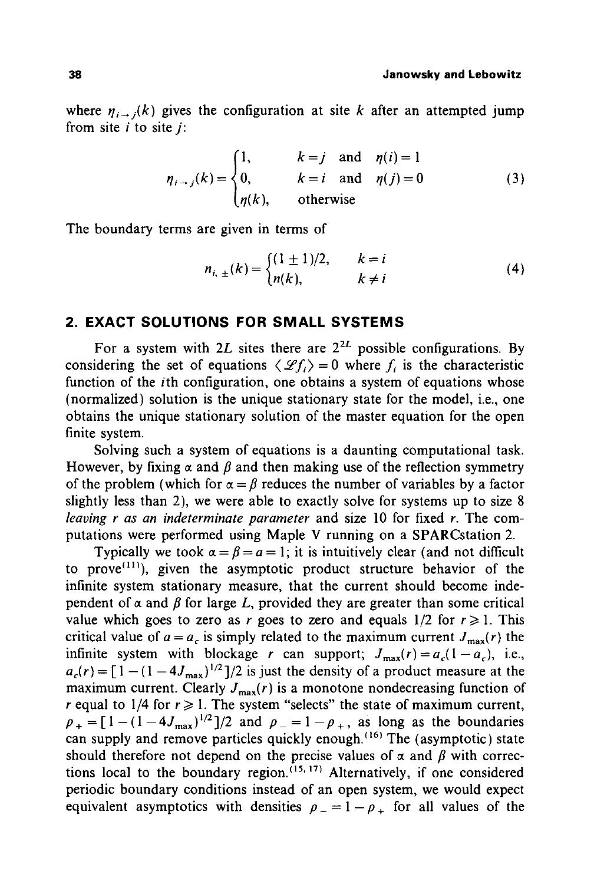where $\eta_{i\to j}(k)$ gives the configuration at site $k$ after an attempted jump from site $i$ to site $j$:

$$\eta_{i\to j}(k) = \begin{cases} 1, & k=j \quad \text{and} \quad \eta(i)=1 \\ 0, & k=i \quad \text{and} \quad \eta(j)=0 \\ \eta(k), & \text{otherwise} \end{cases} \tag{3}$$

The boundary terms are given in terms of

$$n_{i,\pm}(k) = \begin{cases} (1\pm 1)/2, & k=i \\ n(k), & k\neq i \end{cases} \tag{4}$$

## 2. EXACT SOLUTIONS FOR SMALL SYSTEMS

For a system with $2L$ sites there are $2^{2L}$ possible configurations. By considering the set of equations $\langle \mathscr{L} f_i \rangle = 0$ where $f_i$ is the characteristic function of the $i$th configuration, one obtains a system of equations whose (normalized) solution is the unique stationary state for the model, i.e., one obtains the unique stationary solution of the master equation for the open finite system.

Solving such a system of equations is a daunting computational task. However, by fixing $\alpha$ and $\beta$ and then making use of the reflection symmetry of the problem (which for $\alpha=\beta$ reduces the number of variables by a factor slightly less than 2), we were able to exactly solve for systems up to size 8 *leaving r as an indeterminate parameter* and size 10 for fixed $r$. The computations were performed using Maple V running on a SPARCstation 2.

Typically we took $\alpha=\beta=a=1$; it is intuitively clear (and not difficult to prove[11]), given the asymptotic product structure behavior of the infinite system stationary measure, that the current should become independent of $\alpha$ and $\beta$ for large $L$, provided they are greater than some critical value which goes to zero as $r$ goes to zero and equals 1/2 for $r\geqslant 1$. This critical value of $a=a_c$ is simply related to the maximum current $J_{\max}(r)$ the infinite system with blockage $r$ can support; $J_{\max}(r)=a_c(1-a_c)$, i.e., $a_c(r)=[1-(1-4J_{\max})^{1/2}]/2$ is just the density of a product measure at the maximum current. Clearly $J_{\max}(r)$ is a monotone nondecreasing function of $r$ equal to 1/4 for $r\geqslant 1$. The system "selects" the state of maximum current, $\rho_+=[1-(1-4J_{\max})^{1/2}]/2$ and $\rho_-=1-\rho_+$, as long as the boundaries can supply and remove particles quickly enough.[16] The (asymptotic) state should therefore not depend on the precise values of $\alpha$ and $\beta$ with corrections local to the boundary region.[15,17] Alternatively, if one considered periodic boundary conditions instead of an open system, we would expect equivalent asymptotics with densities $\rho_-=1-\rho_+$ for all values of the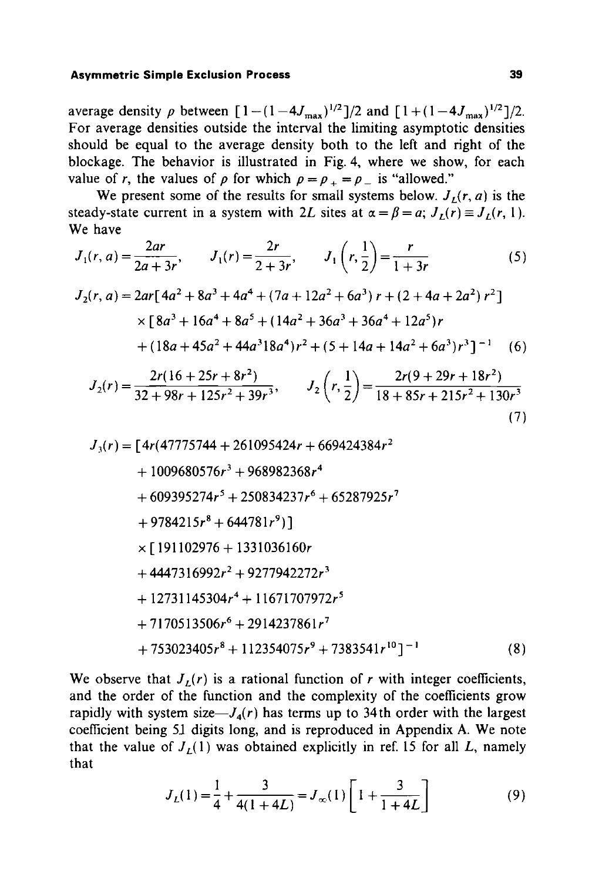average density $\rho$ between $[1-(1-4J_{\max})^{1/2}]/2$ and $[1+(1-4J_{\max})^{1/2}]/2$. For average densities outside the interval the limiting asymptotic densities should be equal to the average density both to the left and right of the blockage. The behavior is illustrated in Fig. 4, where we show, for each value of $r$, the values of $\rho$ for which $\rho = \rho_+ = \rho_-$ is "allowed."

We present some of the results for small systems below. $J_L(r, a)$ is the steady-state current in a system with $2L$ sites at $\alpha = \beta = a$; $J_L(r) \equiv J_L(r, 1)$. We have

$$J_1(r, a) = \frac{2ar}{2a+3r}, \qquad J_1(r) = \frac{2r}{2+3r}, \qquad J_1\left(r, \frac{1}{2}\right) = \frac{r}{1+3r} \tag{5}$$

$$\begin{aligned} J_2(r, a) = {} & 2ar[4a^2 + 8a^3 + 4a^4 + (7a + 12a^2 + 6a^3)\,r + (2 + 4a + 2a^2)\,r^2] \\ & \times [8a^3 + 16a^4 + 8a^5 + (14a^2 + 36a^3 + 36a^4 + 12a^5)r \\ & + (18a + 45a^2 + 44a^3 18a^4)r^2 + (5 + 14a + 14a^2 + 6a^3)r^3]^{-1} \end{aligned} \tag{6}$$

$$J_2(r) = \frac{2r(16 + 25r + 8r^2)}{32 + 98r + 125r^2 + 39r^3}, \qquad J_2\left(r, \frac{1}{2}\right) = \frac{2r(9 + 29r + 18r^2)}{18 + 85r + 215r^2 + 130r^3} \tag{7}$$

$$\begin{aligned} J_3(r) = {} & [4r(47775744 + 261095424r + 669424384r^2 \\ & + 1009680576r^3 + 968982368r^4 \\ & + 609395274r^5 + 250834237r^6 + 65287925r^7 \\ & + 9784215r^8 + 644781r^9)] \\ & \times [191102976 + 1331036160r \\ & + 4447316992r^2 + 9277942272r^3 \\ & + 12731145304r^4 + 11671707972r^5 \\ & + 7170513506r^6 + 2914237861r^7 \\ & + 753023405r^8 + 112354075r^9 + 7383541r^{10}]^{-1} \end{aligned} \tag{8}$$

We observe that $J_L(r)$ is a rational function of $r$ with integer coefficients, and the order of the function and the complexity of the coefficients grow rapidly with system size—$J_4(r)$ has terms up to 34th order with the largest coefficient being 51 digits long, and is reproduced in Appendix A. We note that the value of $J_L(1)$ was obtained explicitly in ref. 15 for all $L$, namely that

$$J_L(1) = \frac{1}{4} + \frac{3}{4(1+4L)} = J_\infty(1)\left[1 + \frac{3}{1+4L}\right] \tag{9}$$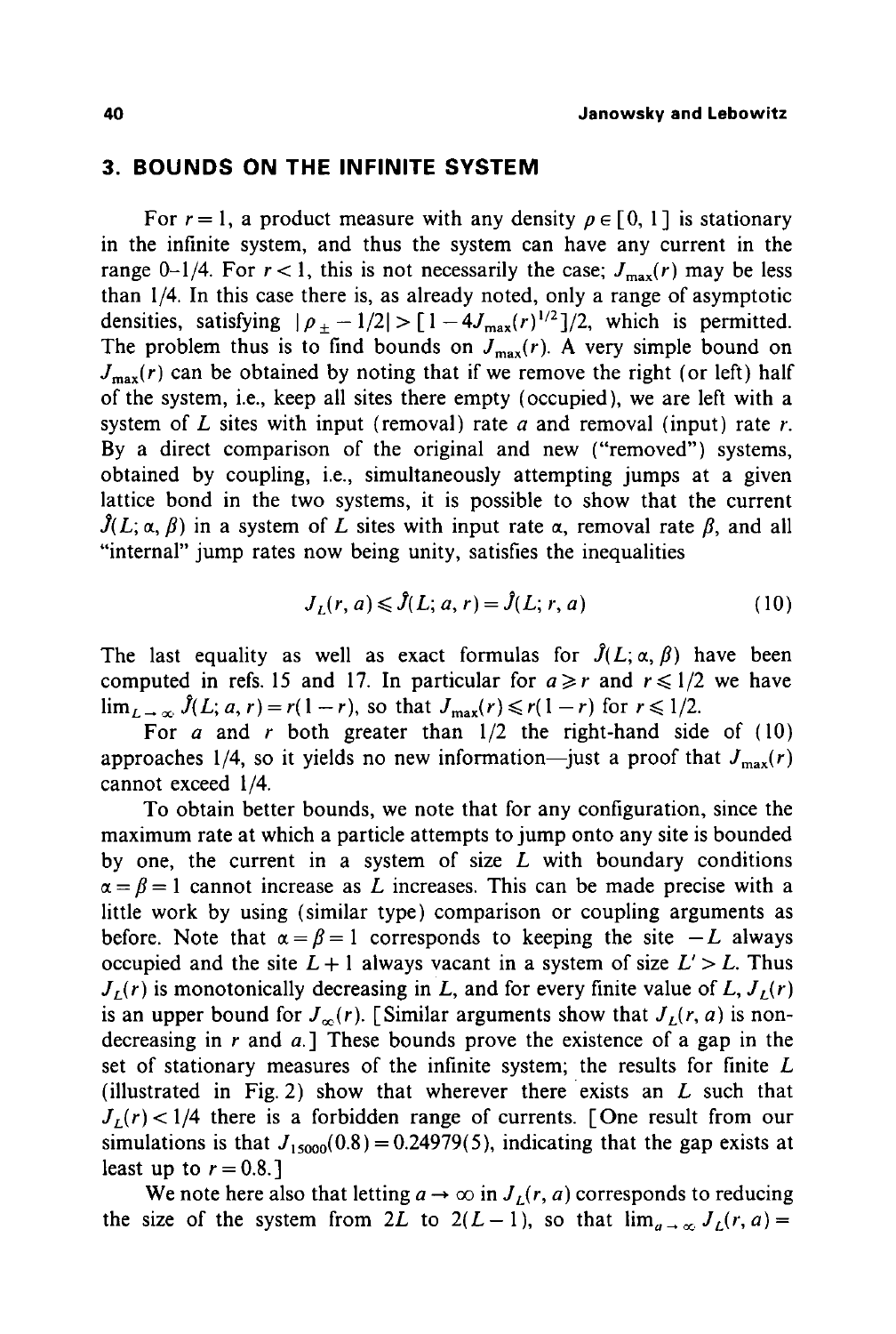## 3. BOUNDS ON THE INFINITE SYSTEM

For $r = 1$, a product measure with any density $\rho \in [0, 1]$ is stationary in the infinite system, and thus the system can have any current in the range 0–1/4. For $r < 1$, this is not necessarily the case; $J_{\max}(r)$ may be less than 1/4. In this case there is, as already noted, only a range of asymptotic densities, satisfying $|\rho_{\pm} - 1/2| > [1 - 4J_{\max}(r)^{1/2}]/2$, which is permitted. The problem thus is to find bounds on $J_{\max}(r)$. A very simple bound on $J_{\max}(r)$ can be obtained by noting that if we remove the right (or left) half of the system, i.e., keep all sites there empty (occupied), we are left with a system of $L$ sites with input (removal) rate $a$ and removal (input) rate $r$. By a direct comparison of the original and new ("removed") systems, obtained by coupling, i.e., simultaneously attempting jumps at a given lattice bond in the two systems, it is possible to show that the current $\hat{J}(L; \alpha, \beta)$ in a system of $L$ sites with input rate $\alpha$, removal rate $\beta$, and all "internal" jump rates now being unity, satisfies the inequalities

$$J_L(r, a) \leqslant \hat{J}(L; a, r) = \hat{J}(L; r, a) \tag{10}$$

The last equality as well as exact formulas for $\hat{J}(L; \alpha, \beta)$ have been computed in refs. 15 and 17. In particular for $a \geqslant r$ and $r \leqslant 1/2$ we have $\lim_{L \to \infty} \hat{J}(L; a, r) = r(1-r)$, so that $J_{\max}(r) \leqslant r(1-r)$ for $r \leqslant 1/2$.

For $a$ and $r$ both greater than 1/2 the right-hand side of (10) approaches 1/4, so it yields no new information—just a proof that $J_{\max}(r)$ cannot exceed 1/4.

To obtain better bounds, we note that for any configuration, since the maximum rate at which a particle attempts to jump onto any site is bounded by one, the current in a system of size $L$ with boundary conditions $\alpha = \beta = 1$ cannot increase as $L$ increases. This can be made precise with a little work by using (similar type) comparison or coupling arguments as before. Note that $\alpha = \beta = 1$ corresponds to keeping the site $-L$ always occupied and the site $L+1$ always vacant in a system of size $L' > L$. Thus $J_L(r)$ is monotonically decreasing in $L$, and for every finite value of $L$, $J_L(r)$ is an upper bound for $J_\infty(r)$. [Similar arguments show that $J_L(r, a)$ is nondecreasing in $r$ and $a$.] These bounds prove the existence of a gap in the set of stationary measures of the infinite system; the results for finite $L$ (illustrated in Fig. 2) show that wherever there exists an $L$ such that $J_L(r) < 1/4$ there is a forbidden range of currents. [One result from our simulations is that $J_{15000}(0.8) = 0.24979(5)$, indicating that the gap exists at least up to $r = 0.8$.]

We note here also that letting $a \to \infty$ in $J_L(r, a)$ corresponds to reducing the size of the system from $2L$ to $2(L-1)$, so that $\lim_{a \to \infty} J_L(r, a) =$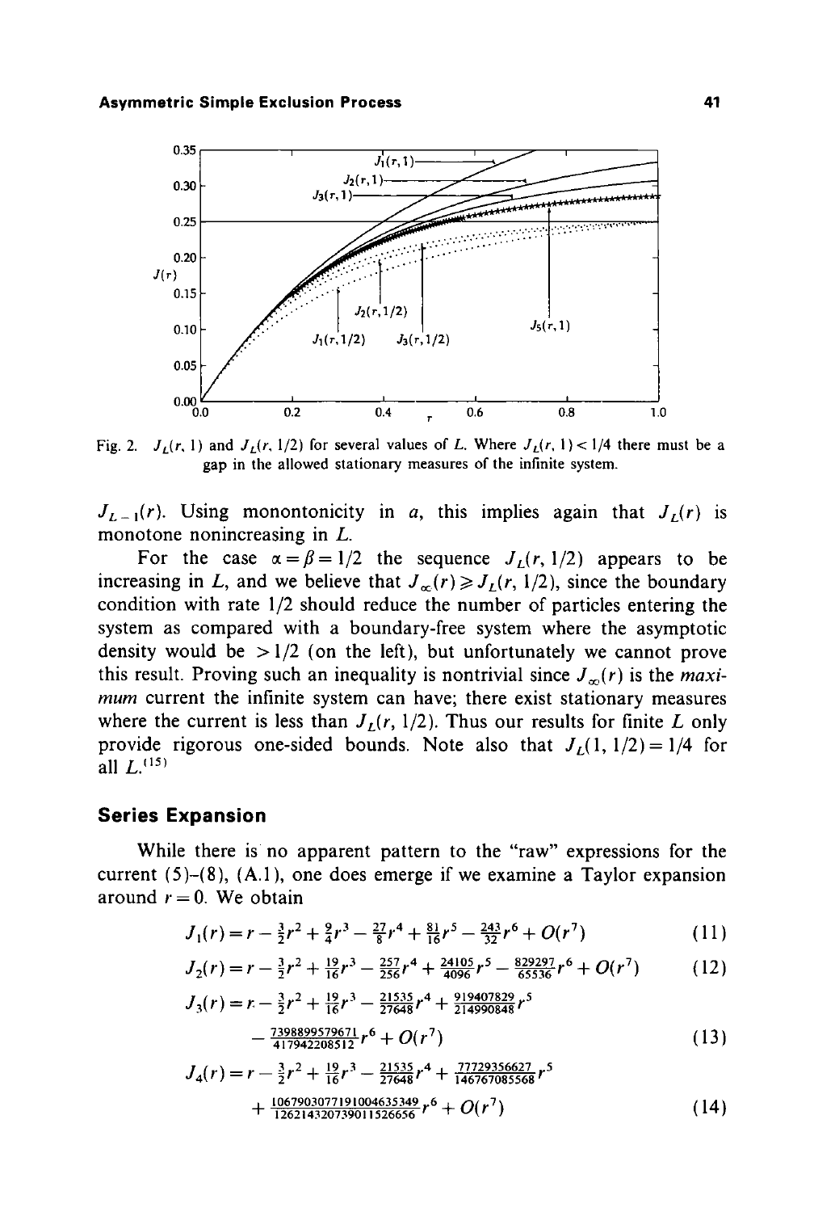Fig. 2. $J_L(r, 1)$ and $J_L(r, 1/2)$ for several values of $L$. Where $J_L(r, 1) < 1/4$ there must be a gap in the allowed stationary measures of the infinite system.

$J_{L-1}(r)$. Using monontonicity in $a$, this implies again that $J_L(r)$ is monotone nonincreasing in $L$.

For the case $\alpha = \beta = 1/2$ the sequence $J_L(r, 1/2)$ appears to be increasing in $L$, and we believe that $J_\infty(r) \geqslant J_L(r, 1/2)$, since the boundary condition with rate 1/2 should reduce the number of particles entering the system as compared with a boundary-free system where the asymptotic density would be $> 1/2$ (on the left), but unfortunately we cannot prove this result. Proving such an inequality is nontrivial since $J_\infty(r)$ is the *maximum* current the infinite system can have; there exist stationary measures where the current is less than $J_L(r, 1/2)$. Thus our results for finite $L$ only provide rigorous one-sided bounds. Note also that $J_L(1, 1/2) = 1/4$ for all $L$.[15]

## Series Expansion

While there is no apparent pattern to the "raw" expressions for the current (5)–(8), (A.1), one does emerge if we examine a Taylor expansion around $r = 0$. We obtain

$$J_1(r) = r - \tfrac{3}{2}r^2 + \tfrac{9}{4}r^3 - \tfrac{27}{8}r^4 + \tfrac{81}{16}r^5 - \tfrac{243}{32}r^6 + O(r^7) \tag{11}$$

$$J_2(r) = r - \tfrac{3}{2}r^2 + \tfrac{19}{16}r^3 - \tfrac{257}{256}r^4 + \tfrac{24105}{4096}r^5 - \tfrac{829297}{65536}r^6 + O(r^7) \tag{12}$$

$$J_3(r) = r - \tfrac{3}{2}r^2 + \tfrac{19}{16}r^3 - \tfrac{21535}{27648}r^4 + \tfrac{919407829}{214990848}r^5 - \tfrac{7398899579671}{417942208512}r^6 + O(r^7) \tag{13}$$

$$J_4(r) = r - \tfrac{3}{2}r^2 + \tfrac{19}{16}r^3 - \tfrac{21535}{27648}r^4 + \tfrac{77729356627}{146767085568}r^5 + \tfrac{1067903077191004635349}{126214320739011526656}r^6 + O(r^7) \tag{14}$$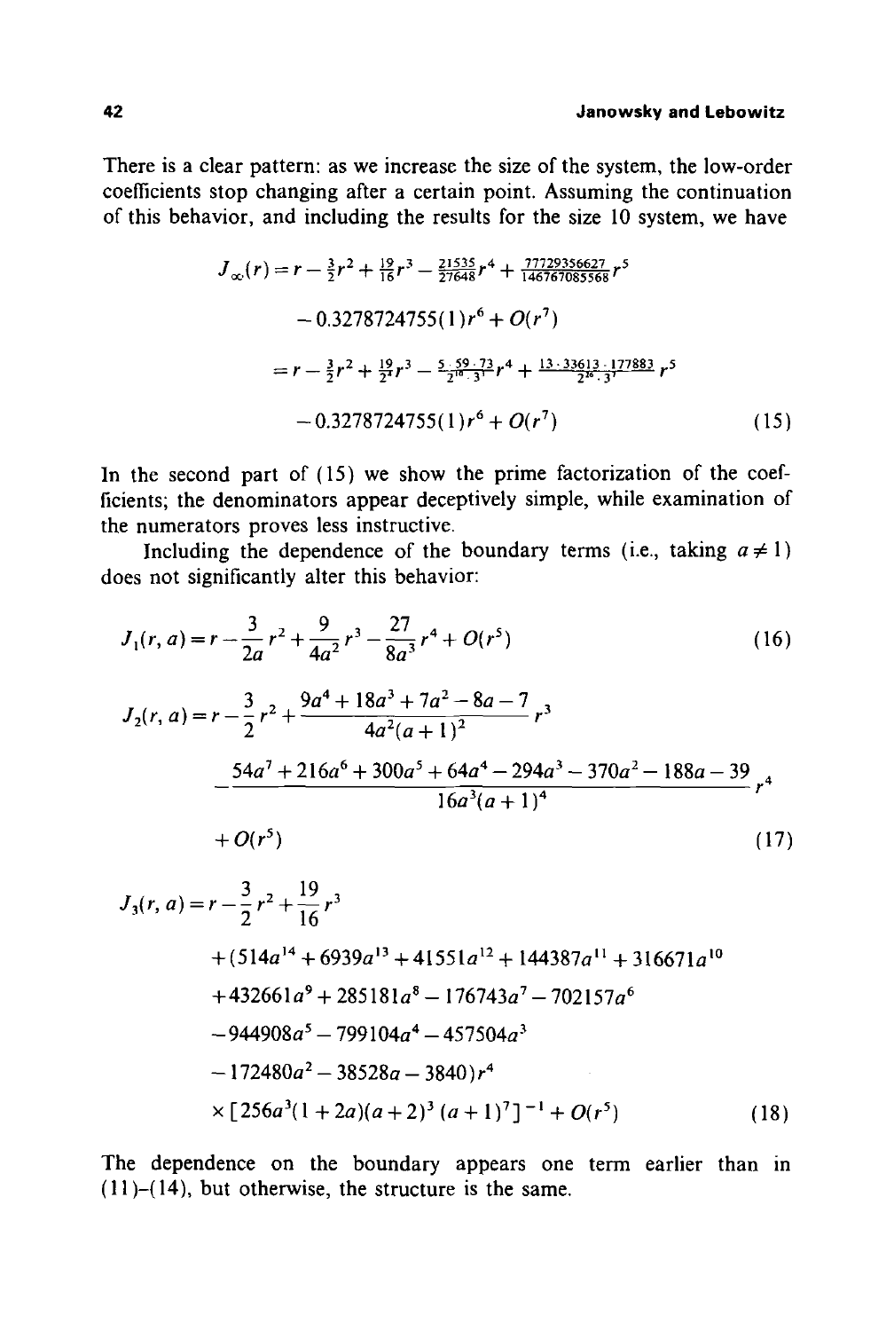There is a clear pattern: as we increase the size of the system, the low-order coefficients stop changing after a certain point. Assuming the continuation of this behavior, and including the results for the size 10 system, we have

$$
\begin{aligned}
J_\infty(r) &= r - \tfrac{3}{2}r^2 + \tfrac{19}{16}r^3 - \tfrac{21535}{27648}r^4 + \tfrac{77729356627}{146767085568}r^5 \\
&\quad - 0.3278724755(1)r^6 + O(r^7) \\
&= r - \tfrac{3}{2}r^2 + \tfrac{19}{2^4}r^3 - \tfrac{5\cdot 59\cdot 73}{2^{10}\cdot 3^3}r^4 + \tfrac{13\cdot 33613\cdot 177883}{2^{16}\cdot 3^7}r^5 \\
&\quad - 0.3278724755(1)r^6 + O(r^7)
\end{aligned}
\tag{15}
$$

In the second part of (15) we show the prime factorization of the coefficients; the denominators appear deceptively simple, while examination of the numerators proves less instructive.

Including the dependence of the boundary terms (i.e., taking $a \neq 1$) does not significantly alter this behavior:

$$
J_1(r, a) = r - \frac{3}{2a}r^2 + \frac{9}{4a^2}r^3 - \frac{27}{8a^3}r^4 + O(r^5) \tag{16}
$$

$$
\begin{aligned}
J_2(r, a) &= r - \frac{3}{2}r^2 + \frac{9a^4 + 18a^3 + 7a^2 - 8a - 7}{4a^2(a+1)^2}r^3 \\
&\quad - \frac{54a^7 + 216a^6 + 300a^5 + 64a^4 - 294a^3 - 370a^2 - 188a - 39}{16a^3(a+1)^4}r^4 \\
&\quad + O(r^5)
\end{aligned}
\tag{17}
$$

$$
\begin{aligned}
J_3(r, a) &= r - \frac{3}{2}r^2 + \frac{19}{16}r^3 \\
&\quad + (514a^{14} + 6939a^{13} + 41551a^{12} + 144387a^{11} + 316671a^{10} \\
&\quad + 432661a^9 + 285181a^8 - 176743a^7 - 702157a^6 \\
&\quad - 944908a^5 - 799104a^4 - 457504a^3 \\
&\quad - 172480a^2 - 38528a - 3840)r^4 \\
&\quad \times [256a^3(1+2a)(a+2)^3(a+1)^7]^{-1} + O(r^5)
\end{aligned}
\tag{18}
$$

The dependence on the boundary appears one term earlier than in (11)–(14), but otherwise, the structure is the same.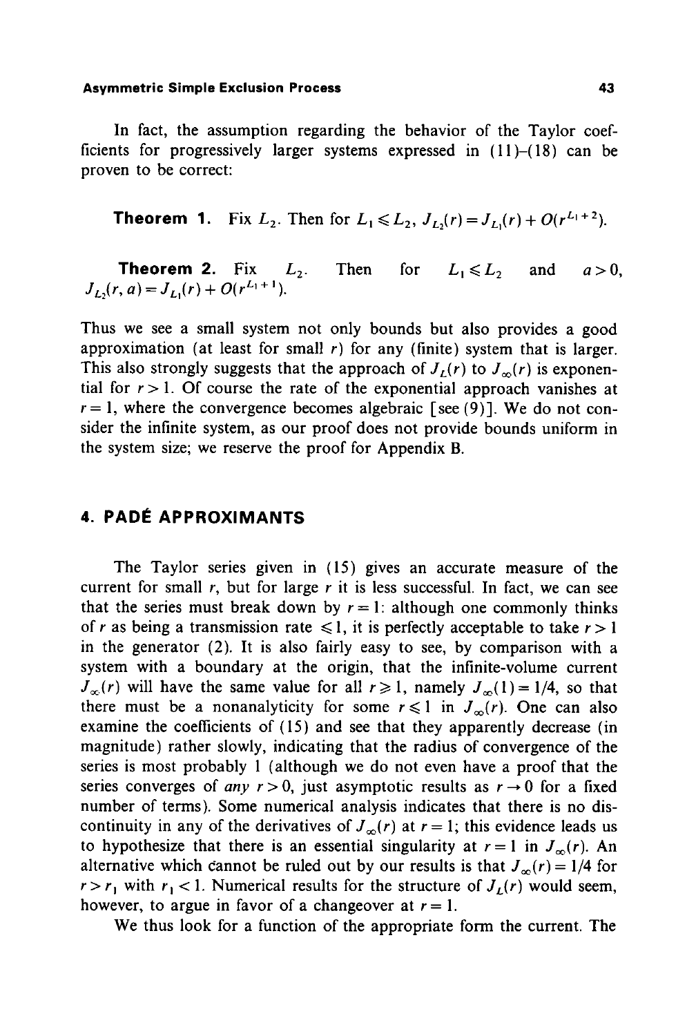In fact, the assumption regarding the behavior of the Taylor coefficients for progressively larger systems expressed in (11)–(18) can be proven to be correct:

**Theorem 1.** Fix $L_2$. Then for $L_1 \leqslant L_2$, $J_{L_2}(r) = J_{L_1}(r) + O(r^{L_1+2})$.

**Theorem 2.** Fix $L_2$. Then for $L_1 \leqslant L_2$ and $a > 0$, $J_{L_2}(r, a) = J_{L_1}(r) + O(r^{L_1+1})$.

Thus we see a small system not only bounds but also provides a good approximation (at least for small $r$) for any (finite) system that is larger. This also strongly suggests that the approach of $J_L(r)$ to $J_\infty(r)$ is exponential for $r > 1$. Of course the rate of the exponential approach vanishes at $r = 1$, where the convergence becomes algebraic [see (9)]. We do not consider the infinite system, as our proof does not provide bounds uniform in the system size; we reserve the proof for Appendix B.

## 4. PADÉ APPROXIMANTS

The Taylor series given in (15) gives an accurate measure of the current for small $r$, but for large $r$ it is less successful. In fact, we can see that the series must break down by $r = 1$: although one commonly thinks of $r$ as being a transmission rate $\leqslant 1$, it is perfectly acceptable to take $r > 1$ in the generator (2). It is also fairly easy to see, by comparison with a system with a boundary at the origin, that the infinite-volume current $J_\infty(r)$ will have the same value for all $r \geqslant 1$, namely $J_\infty(1) = 1/4$, so that there must be a nonanalyticity for some $r \leqslant 1$ in $J_\infty(r)$. One can also examine the coefficients of (15) and see that they apparently decrease (in magnitude) rather slowly, indicating that the radius of convergence of the series is most probably 1 (although we do not even have a proof that the series converges of *any* $r > 0$, just asymptotic results as $r \to 0$ for a fixed number of terms). Some numerical analysis indicates that there is no discontinuity in any of the derivatives of $J_\infty(r)$ at $r = 1$; this evidence leads us to hypothesize that there is an essential singularity at $r = 1$ in $J_\infty(r)$. An alternative which cannot be ruled out by our results is that $J_\infty(r) = 1/4$ for $r > r_1$ with $r_1 < 1$. Numerical results for the structure of $J_L(r)$ would seem, however, to argue in favor of a changeover at $r = 1$.

We thus look for a function of the appropriate form the current. The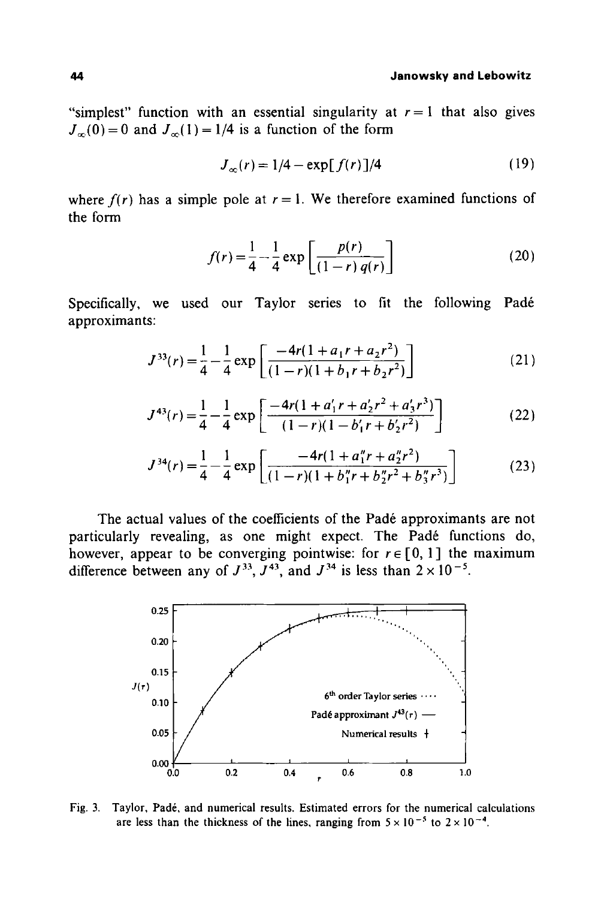"simplest" function with an essential singularity at $r = 1$ that also gives $J_\infty(0) = 0$ and $J_\infty(1) = 1/4$ is a function of the form

$$J_\infty(r) = 1/4 - \exp[f(r)]/4 \tag{19}$$

where $f(r)$ has a simple pole at $r = 1$. We therefore examined functions of the form

$$f(r) = \frac{1}{4} - \frac{1}{4} \exp\left[\frac{p(r)}{(1-r)\, q(r)}\right] \tag{20}$$

Specifically, we used our Taylor series to fit the following Padé approximants:

$$J^{33}(r) = \frac{1}{4} - \frac{1}{4} \exp\left[\frac{-4r(1 + a_1 r + a_2 r^2)}{(1-r)(1 + b_1 r + b_2 r^2)}\right] \tag{21}$$

$$J^{43}(r) = \frac{1}{4} - \frac{1}{4} \exp\left[\frac{-4r(1 + a_1' r + a_2' r^2 + a_3' r^3)}{(1-r)(1 - b_1' r + b_2' r^2)}\right] \tag{22}$$

$$J^{34}(r) = \frac{1}{4} - \frac{1}{4} \exp\left[\frac{-4r(1 + a_1'' r + a_2'' r^2)}{(1-r)(1 + b_1'' r + b_2'' r^2 + b_3'' r^3)}\right] \tag{23}$$

The actual values of the coefficients of the Padé approximants are not particularly revealing, as one might expect. The Padé functions do, however, appear to be converging pointwise: for $r \in [0, 1]$ the maximum difference between any of $J^{33}$, $J^{43}$, and $J^{34}$ is less than $2 \times 10^{-5}$.

Fig. 3. Taylor, Padé, and numerical results. Estimated errors for the numerical calculations are less than the thickness of the lines, ranging from $5 \times 10^{-5}$ to $2 \times 10^{-4}$.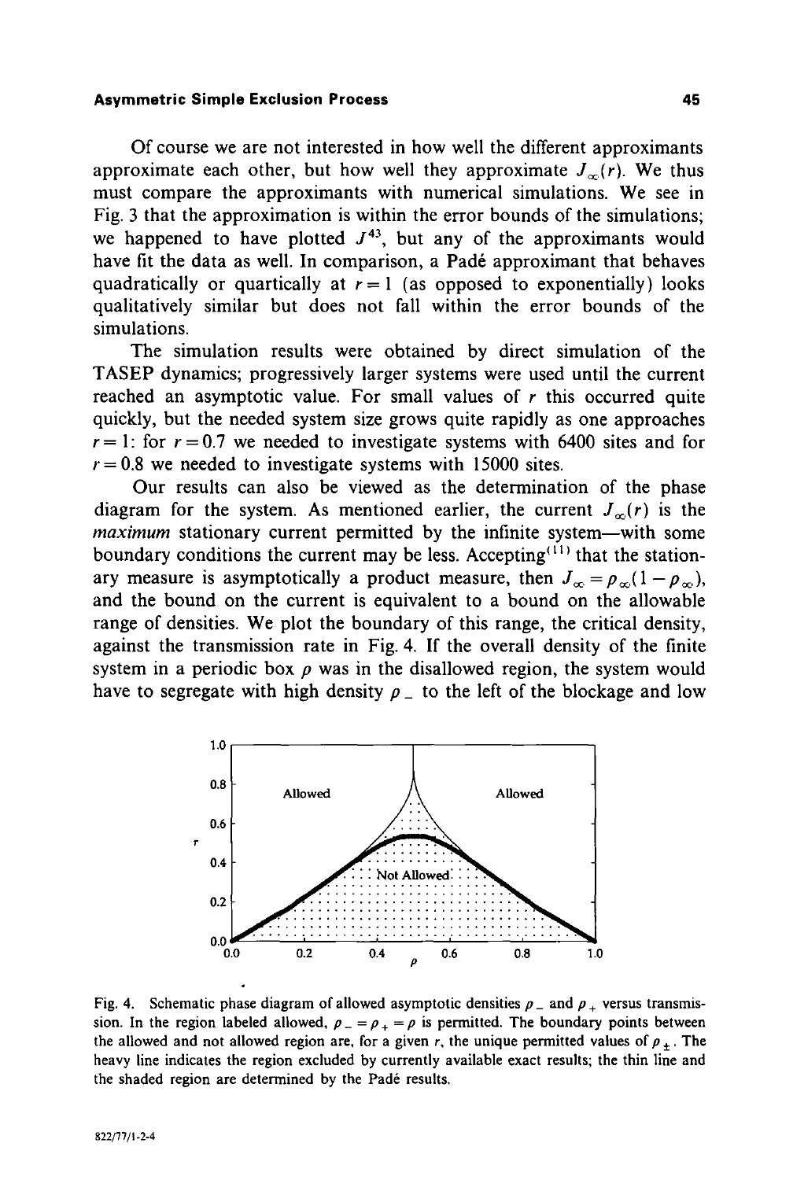Of course we are not interested in how well the different approximants approximate each other, but how well they approximate $J_\infty(r)$. We thus must compare the approximants with numerical simulations. We see in Fig. 3 that the approximation is within the error bounds of the simulations; we happened to have plotted $J^{43}$, but any of the approximants would have fit the data as well. In comparison, a Padé approximant that behaves quadratically or quartically at $r=1$ (as opposed to exponentially) looks qualitatively similar but does not fall within the error bounds of the simulations.

The simulation results were obtained by direct simulation of the TASEP dynamics; progressively larger systems were used until the current reached an asymptotic value. For small values of $r$ this occurred quite quickly, but the needed system size grows quite rapidly as one approaches $r=1$: for $r=0.7$ we needed to investigate systems with 6400 sites and for $r=0.8$ we needed to investigate systems with 15000 sites.

Our results can also be viewed as the determination of the phase diagram for the system. As mentioned earlier, the current $J_\infty(r)$ is the *maximum* stationary current permitted by the infinite system—with some boundary conditions the current may be less. Accepting[11] that the stationary measure is asymptotically a product measure, then $J_\infty = \rho_\infty(1-\rho_\infty)$, and the bound on the current is equivalent to a bound on the allowable range of densities. We plot the boundary of this range, the critical density, against the transmission rate in Fig. 4. If the overall density of the finite system in a periodic box $\rho$ was in the disallowed region, the system would have to segregate with high density $\rho_-$ to the left of the blockage and low

Fig. 4. Schematic phase diagram of allowed asymptotic densities $\rho_-$ and $\rho_+$ versus transmission. In the region labeled allowed, $\rho_- = \rho_+ = \rho$ is permitted. The boundary points between the allowed and not allowed region are, for a given $r$, the unique permitted values of $\rho_\pm$. The heavy line indicates the region excluded by currently available exact results; the thin line and the shaded region are determined by the Padé results.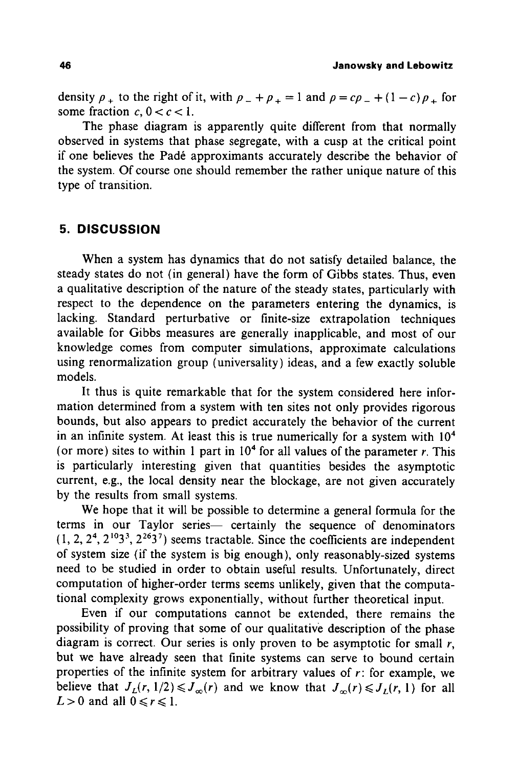density $\rho_+$ to the right of it, with $\rho_- + \rho_+ = 1$ and $\rho = c\rho_- + (1-c)\rho_+$ for some fraction $c$, $0 < c < 1$.

The phase diagram is apparently quite different from that normally observed in systems that phase segregate, with a cusp at the critical point if one believes the Padé approximants accurately describe the behavior of the system. Of course one should remember the rather unique nature of this type of transition.

## 5. DISCUSSION

When a system has dynamics that do not satisfy detailed balance, the steady states do not (in general) have the form of Gibbs states. Thus, even a qualitative description of the nature of the steady states, particularly with respect to the dependence on the parameters entering the dynamics, is lacking. Standard perturbative or finite-size extrapolation techniques available for Gibbs measures are generally inapplicable, and most of our knowledge comes from computer simulations, approximate calculations using renormalization group (universality) ideas, and a few exactly soluble models.

It thus is quite remarkable that for the system considered here information determined from a system with ten sites not only provides rigorous bounds, but also appears to predict accurately the behavior of the current in an infinite system. At least this is true numerically for a system with $10^4$ (or more) sites to within 1 part in $10^4$ for all values of the parameter $r$. This is particularly interesting given that quantities besides the asymptotic current, e.g., the local density near the blockage, are not given accurately by the results from small systems.

We hope that it will be possible to determine a general formula for the terms in our Taylor series— certainly the sequence of denominators $(1, 2, 2^4, 2^{10}3^3, 2^{26}3^7)$ seems tractable. Since the coefficients are independent of system size (if the system is big enough), only reasonably-sized systems need to be studied in order to obtain useful results. Unfortunately, direct computation of higher-order terms seems unlikely, given that the computational complexity grows exponentially, without further theoretical input.

Even if our computations cannot be extended, there remains the possibility of proving that some of our qualitative description of the phase diagram is correct. Our series is only proven to be asymptotic for small $r$, but we have already seen that finite systems can serve to bound certain properties of the infinite system for arbitrary values of $r$: for example, we believe that $J_L(r, 1/2) \leqslant J_\infty(r)$ and we know that $J_\infty(r) \leqslant J_L(r, 1)$ for all $L > 0$ and all $0 \leqslant r \leqslant 1$.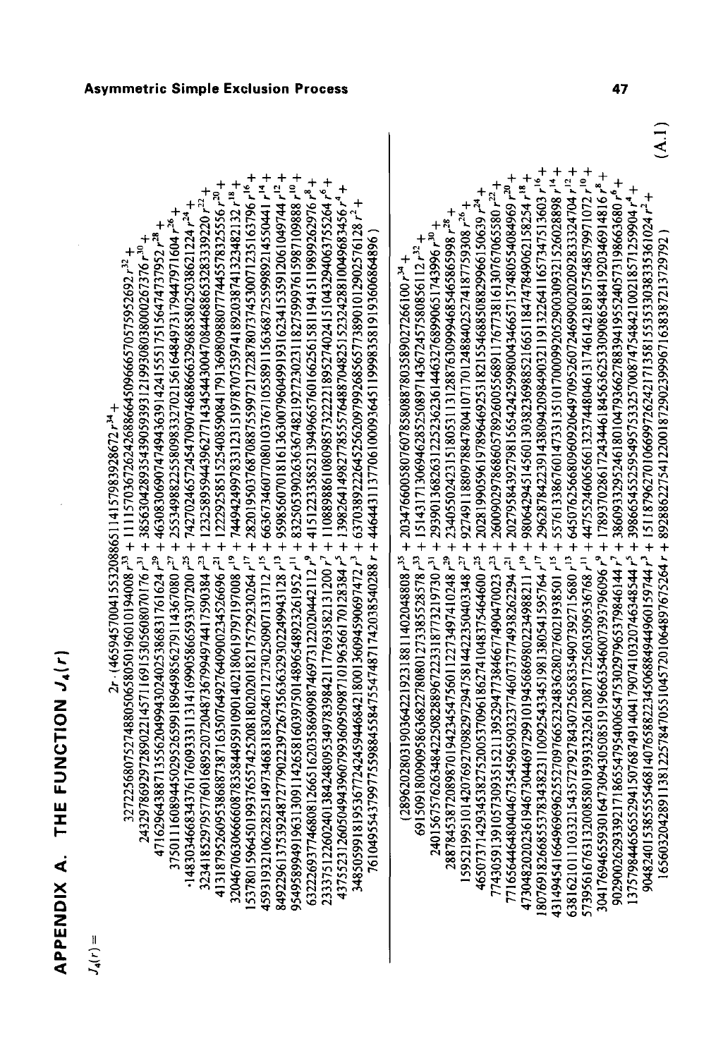# APPENDIX A. THE FUNCTION $J_4(r)$

$J_4(r) =$

$$
\begin{aligned}
2r\cdot(&46594570041553208865114157983928672\, r^{34} + \\
&32722568075274880506580501960101940 08\, r^{33} + 111157036726242688664509666570575952692\, r^{32} + \\
&24332978692972890221457116915305608070176\, r^{31} + 385630428935439059393121993080380002 67376\, r^{30} + \\
&471629643887135562049943024025386831761624\, r^{29} + 4630830690747494363914241555175156474737952\, r^{28} + \\
&3750111608944502952659918964985627911 4367080\, r^{27} + 255349882255809833270215616484973179447971604\, r^{26} + \\
&-1483034668343761760933311314169905866593307200\, r^{25} + 7427024657245470907468866632968858025038621224\, r^{24} + \\
&3234185297957760168952072048736799497441759 0384\, r^{23} + 123258959443962771434544300470844688653283339220\, r^{22} + \\
&4131879526095386887387163507064927640900234526696\, r^{21} + 122292585152540859084179136980988077744557832 5556\, r^{20} + \\
&320467063066660878358449591090140218061979719 7008\, r^{19} + 7449424997833123151978707539741892038741323482132\, r^{18} + \\
&1537801596450199376557425208180202018217572923026 4\, r^{17} + 28201950376870887559972172287807374530071235163796\, r^{16} + \\
&45931932106228251497346831830246712730250907133712\, r^{15} + 66367346077080103767105589115636872559989214550441\, r^{14} + \\
&84922961375392487277902397267356363293022499431 28\, r^{13} + 959856070181613630079604991931623415355912061049744\, r^{12} + \\
&9549589949196313091142658160397501489654892326192\, r^{11} + 832505390263636748219272302311827599976159871098 88\, r^{10} + \\
&63222693774680812665162035869098746973122020442112\, r^{9} + 41512233585213949665760166256158119415119892629 76\, r^{8} + \\
&233375122602401384248095349783984211776935821312 00\, r^{7} + 1108898861080985732221895274024151043294063755264\, r^{6} + \\
&4375523126050494396079936095098710196366170128384\, r^{5} + 1398264149827785557648870482515232428810049683456\, r^{4} + \\
&348505991819536772424594468421800136094590697472\, r^{3} + 63703892226452562097992685657738901012902576128\, r^{2} + \\
&7610495543799775598845584755474871742038540288\, r + 4464431137706100009364511999835819193606864896)
\end{aligned}
$$

$$
\begin{aligned}
\big/\,(&289620280319036422192318811402048808\, r^{35} + 20347660058076078580887803589027266100\, r^{34} + \\
&691509180090958636822780801273385528578\, r^{33} + 15143171306946285250897143672457580856112\, r^{32} + \\
&240156757626348422508288967223318773219730\, r^{31} + 2939013682631225236236144632768990651743996\, r^{30} + \\
&28878453872089870194234547560112273497410248\, r^{29} + 234055024231518053113128876309994685465865998\, r^{28} + \\
&1595219951014207692709829729475814422350403348\, r^{27} + 9274911880978847804107170124884025274187759308\, r^{26} + \\
&46507371429345382752005370961862741048375464600\, r^{25} + 202819905961978964692531821554688508829966150639\, r^{24} + \\
&774305913910573093515211395294773846677490470023\, r^{23} + 2600902978686057892600556891176773816130767065580\, r^{22} + \\
&7716564648040467354596590323774607377749382629 4\, r^{21} + 2027958439279815654245599800434665715748055 4084969\, r^{20} + \\
&4730482020236194673044697299101094568698022349882 11\, r^{19} + 980642945145601303823698852166511847478490621 58254\, r^{18} + \\
&1807691826685537834382311009254334519813805415 95764\, r^{17} + 29628784223914380942098490321191322641165734751 3603\, r^{16} + \\
&431494541664969696255270976652324836280276021938501\, r^{15} + 557613386760147331351017000992052900309231526028898\, r^{14} + \\
&6381621011033215435727978430725658354907392715680\, r^{13} + 6450762566809602064970952607246990020209283332 4704\, r^{12} + \\
&57395616763132008580193933232612087172560350953 6768\, r^{11} + 447552460656613237448046131746142189157548579971072\, r^{10} + \\
&304176946559301647309430508519196663546007393796096\, r^{9} + 1789370286172434461844563625330908654841920346914816\, r^{8} + \\
&902900026293392171865547954006547575302979653798 6144\, r^{7} + 386093329524618010479336627883941955240573198663680\, r^{6} + \\
&137579844656552941507687491404179074103207463485 44\, r^{5} + 3986654552595495753325700874754842100218571259904\, r^{4} + \\
&904824015385555468140765882234506884944960159744\, r^{3} + 151187962701066997262421713581553533083335361024\, r^{2} + \\
&16560320428911381225784705510457201064897675264\, r + 892886227541220018729023999671638387213729792)
\end{aligned}
\tag{A.1}
$$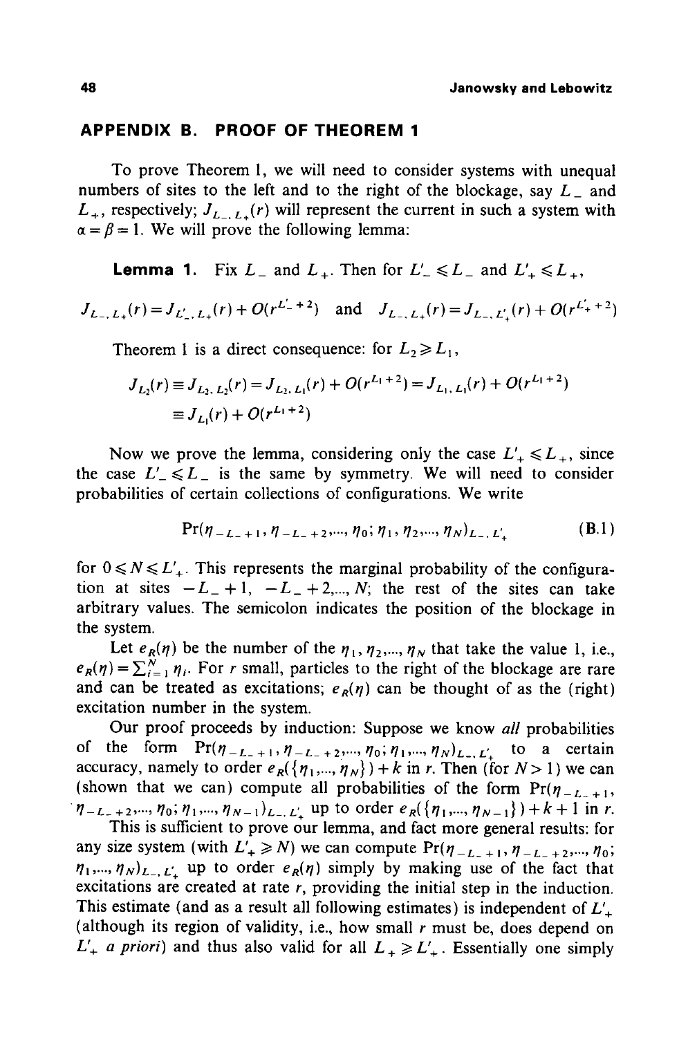## APPENDIX B. PROOF OF THEOREM 1

To prove Theorem 1, we will need to consider systems with unequal numbers of sites to the left and to the right of the blockage, say $L_-$ and $L_+$, respectively; $J_{L_-, L_+}(r)$ will represent the current in such a system with $\alpha = \beta = 1$. We will prove the following lemma:

**Lemma 1.** Fix $L_-$ and $L_+$. Then for $L'_- \leqslant L_-$ and $L'_+ \leqslant L_+$,

$$J_{L_-, L_+}(r) = J_{L'_-, L_+}(r) + O(r^{L'_- + 2}) \quad \text{and} \quad J_{L_-, L_+}(r) = J_{L_-, L'_+}(r) + O(r^{L'_+ + 2})$$

Theorem 1 is a direct consequence: for $L_2 \geqslant L_1$,

$$\begin{aligned} J_{L_2}(r) &\equiv J_{L_2, L_2}(r) = J_{L_2, L_1}(r) + O(r^{L_1 + 2}) = J_{L_1, L_1}(r) + O(r^{L_1 + 2}) \\ &\equiv J_{L_1}(r) + O(r^{L_1 + 2}) \end{aligned}$$

Now we prove the lemma, considering only the case $L'_+ \leqslant L_+$, since the case $L'_- \leqslant L_-$ is the same by symmetry. We will need to consider probabilities of certain collections of configurations. We write

$$\Pr(\eta_{-L_- + 1}, \eta_{-L_- + 2}, \ldots, \eta_0; \eta_1, \eta_2, \ldots, \eta_N)_{L_-, L'_+} \tag{B.1}$$

for $0 \leqslant N \leqslant L'_+$. This represents the marginal probability of the configuration at sites $-L_- + 1$, $-L_- + 2, \ldots, N$; the rest of the sites can take arbitrary values. The semicolon indicates the position of the blockage in the system.

Let $e_R(\eta)$ be the number of the $\eta_1, \eta_2, \ldots, \eta_N$ that take the value 1, i.e., $e_R(\eta) = \sum_{i=1}^{N} \eta_i$. For $r$ small, particles to the right of the blockage are rare and can be treated as excitations; $e_R(\eta)$ can be thought of as the (right) excitation number in the system.

Our proof proceeds by induction: Suppose we know *all* probabilities of the form $\Pr(\eta_{-L_- + 1}, \eta_{-L_- + 2}, \ldots, \eta_0; \eta_1, \ldots, \eta_N)_{L_-, L'_+}$ to a certain accuracy, namely to order $e_R(\{\eta_1, \ldots, \eta_N\}) + k$ in $r$. Then (for $N > 1$) we can (shown that we can) compute all probabilities of the form $\Pr(\eta_{-L_- + 1}, \eta_{-L_- + 2}, \ldots, \eta_0; \eta_1, \ldots, \eta_{N-1})_{L_-, L'_+}$ up to order $e_R(\{\eta_1, \ldots, \eta_{N-1}\}) + k + 1$ in $r$.

This is sufficient to prove our lemma, and fact more general results: for any size system (with $L'_+ \geqslant N$) we can compute $\Pr(\eta_{-L_- + 1}, \eta_{-L_- + 2}, \ldots, \eta_0; \eta_1, \ldots, \eta_N)_{L_-, L'_+}$ up to order $e_R(\eta)$ simply by making use of the fact that excitations are created at rate $r$, providing the initial step in the induction. This estimate (and as a result all following estimates) is independent of $L'_+$ (although its region of validity, i.e., how small $r$ must be, does depend on $L'_+$ *a priori*) and thus also valid for all $L_+ \geqslant L'_+$. Essentially one simply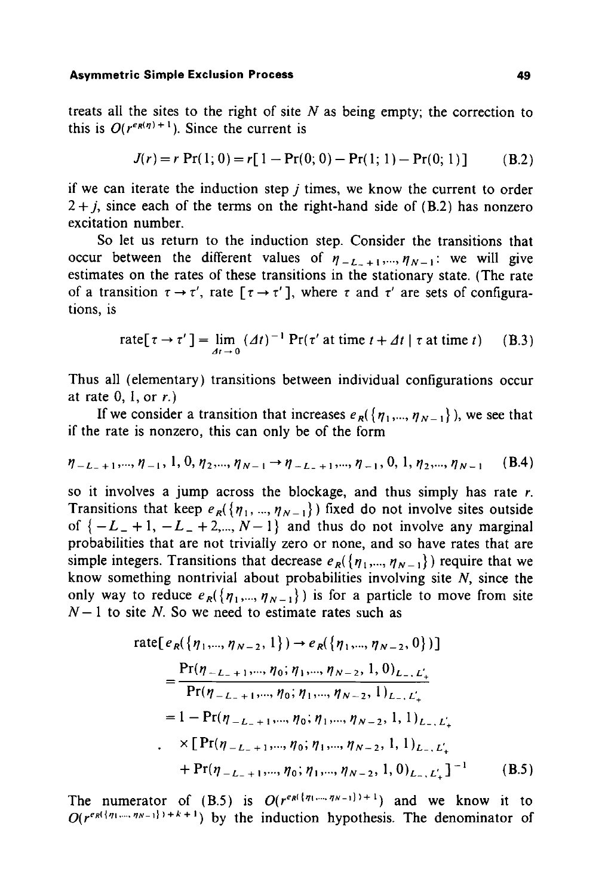treats all the sites to the right of site $N$ as being empty; the correction to this is $O(r^{e_R(\eta)+1})$. Since the current is

$$J(r) = r\,\Pr(1;0) = r[1 - \Pr(0;0) - \Pr(1;1) - \Pr(0;1)] \tag{B.2}$$

if we can iterate the induction step $j$ times, we know the current to order $2+j$, since each of the terms on the right-hand side of (B.2) has nonzero excitation number.

So let us return to the induction step. Consider the transitions that occur between the different values of $\eta_{-L_-+1},\dots,\eta_{N-1}$: we will give estimates on the rates of these transitions in the stationary state. (The rate of a transition $\tau \to \tau'$, rate $[\tau \to \tau']$, where $\tau$ and $\tau'$ are sets of configurations, is

$$\text{rate}[\tau \to \tau'] = \lim_{\Delta t \to 0} (\Delta t)^{-1} \Pr(\tau' \text{ at time } t+\Delta t \mid \tau \text{ at time } t) \tag{B.3}$$

Thus all (elementary) transitions between individual configurations occur at rate 0, 1, or $r$.)

If we consider a transition that increases $e_R(\{\eta_1,\dots,\eta_{N-1}\})$, we see that if the rate is nonzero, this can only be of the form

$$\eta_{-L_-+1},\dots,\eta_{-1},1,0,\eta_2,\dots,\eta_{N-1} \to \eta_{-L_-+1},\dots,\eta_{-1},0,1,\eta_2,\dots,\eta_{N-1} \tag{B.4}$$

so it involves a jump across the blockage, and thus simply has rate $r$. Transitions that keep $e_R(\{\eta_1,\dots,\eta_{N-1}\})$ fixed do not involve sites outside of $\{-L_-+1, -L_-+2,\dots, N-1\}$ and thus do not involve any marginal probabilities that are not trivially zero or none, and so have rates that are simple integers. Transitions that decrease $e_R(\{\eta_1,\dots,\eta_{N-1}\})$ require that we know something nontrivial about probabilities involving site $N$, since the only way to reduce $e_R(\{\eta_1,\dots,\eta_{N-1}\})$ is for a particle to move from site $N-1$ to site $N$. So we need to estimate rates such as

$$\begin{aligned}
&\text{rate}[e_R(\{\eta_1,\dots,\eta_{N-2},1\}) \to e_R(\{\eta_1,\dots,\eta_{N-2},0\})]\\
&= \frac{\Pr(\eta_{-L_-+1},\dots,\eta_0;\eta_1,\dots,\eta_{N-2},1,0)_{L_-,L'_+}}{\Pr(\eta_{-L_-+1},\dots,\eta_0;\eta_1,\dots,\eta_{N-2},1)_{L_-,L'_+}}\\
&= 1 - \Pr(\eta_{-L_-+1},\dots,\eta_0;\eta_1,\dots,\eta_{N-2},1,1)_{L_-,L'_+}\\
&\quad \times [\Pr(\eta_{-L_-+1},\dots,\eta_0;\eta_1,\dots,\eta_{N-2},1,1)_{L_-,L'_+}\\
&\quad + \Pr(\eta_{-L_-+1},\dots,\eta_0;\eta_1,\dots,\eta_{N-2},1,0)_{L_-,L'_+}]^{-1}
\end{aligned} \tag{B.5}$$

The numerator of (B.5) is $O(r^{e_R(\{\eta_1,\dots,\eta_{N-1}\})+1})$ and we know it to $O(r^{e_R(\{\eta_1,\dots,\eta_{N-1}\})+k+1})$ by the induction hypothesis. The denominator of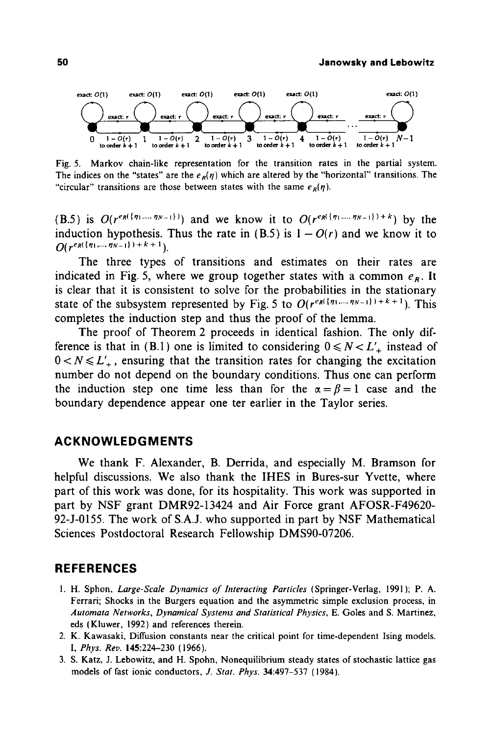Fig. 5. Markov chain-like representation for the transition rates in the partial system. The indices on the "states" are the $e_R(\eta)$ which are altered by the "horizontal" transitions. The "circular" transitions are those between states with the same $e_R(\eta)$.

(B.5) is $O(r^{e_R(\{\eta_1,...,\eta_{N-1}\})})$ and we know it to $O(r^{e_R(\{\eta_1,...,\eta_{N-1}\})+k})$ by the induction hypothesis. Thus the rate in (B.5) is $1 - O(r)$ and we know it to $O(r^{e_R(\{\eta_1,...,\eta_{N-1}\})+k+1})$.

The three types of transitions and estimates on their rates are indicated in Fig. 5, where we group together states with a common $e_R$. It is clear that it is consistent to solve for the probabilities in the stationary state of the subsystem represented by Fig. 5 to $O(r^{e_R(\{\eta_1,...,\eta_{N-1}\})+k+1})$. This completes the induction step and thus the proof of the lemma.

The proof of Theorem 2 proceeds in identical fashion. The only difference is that in (B.1) one is limited to considering $0 \leqslant N < L'_+$ instead of $0 < N \leqslant L'_+$, ensuring that the transition rates for changing the excitation number do not depend on the boundary conditions. Thus one can perform the induction step one time less than for the $\alpha = \beta = 1$ case and the boundary dependence appear one ter earlier in the Taylor series.

## ACKNOWLEDGMENTS

We thank F. Alexander, B. Derrida, and especially M. Bramson for helpful discussions. We also thank the IHES in Bures-sur Yvette, where part of this work was done, for its hospitality. This work was supported in part by NSF grant DMR92-13424 and Air Force grant AFOSR-F49620-92-J-0155. The work of S.A.J. who supported in part by NSF Mathematical Sciences Postdoctoral Research Fellowship DMS90-07206.

## REFERENCES

1. H. Sphon, *Large-Scale Dynamics of Interacting Particles* (Springer-Verlag, 1991); P. A. Ferrari; Shocks in the Burgers equation and the asymmetric simple exclusion process, in *Automata Networks, Dynamical Systems and Statistical Physics*, E. Goles and S. Martinez, eds (Kluwer, 1992) and references therein.
2. K. Kawasaki, Diffusion constants near the critical point for time-dependent Ising models. I, *Phys. Rev.* **145**:224–230 (1966).
3. S. Katz, J. Lebowitz, and H. Spohn, Nonequilibrium steady states of stochastic lattice gas models of fast ionic conductors, *J. Stat. Phys.* **34**:497–537 (1984).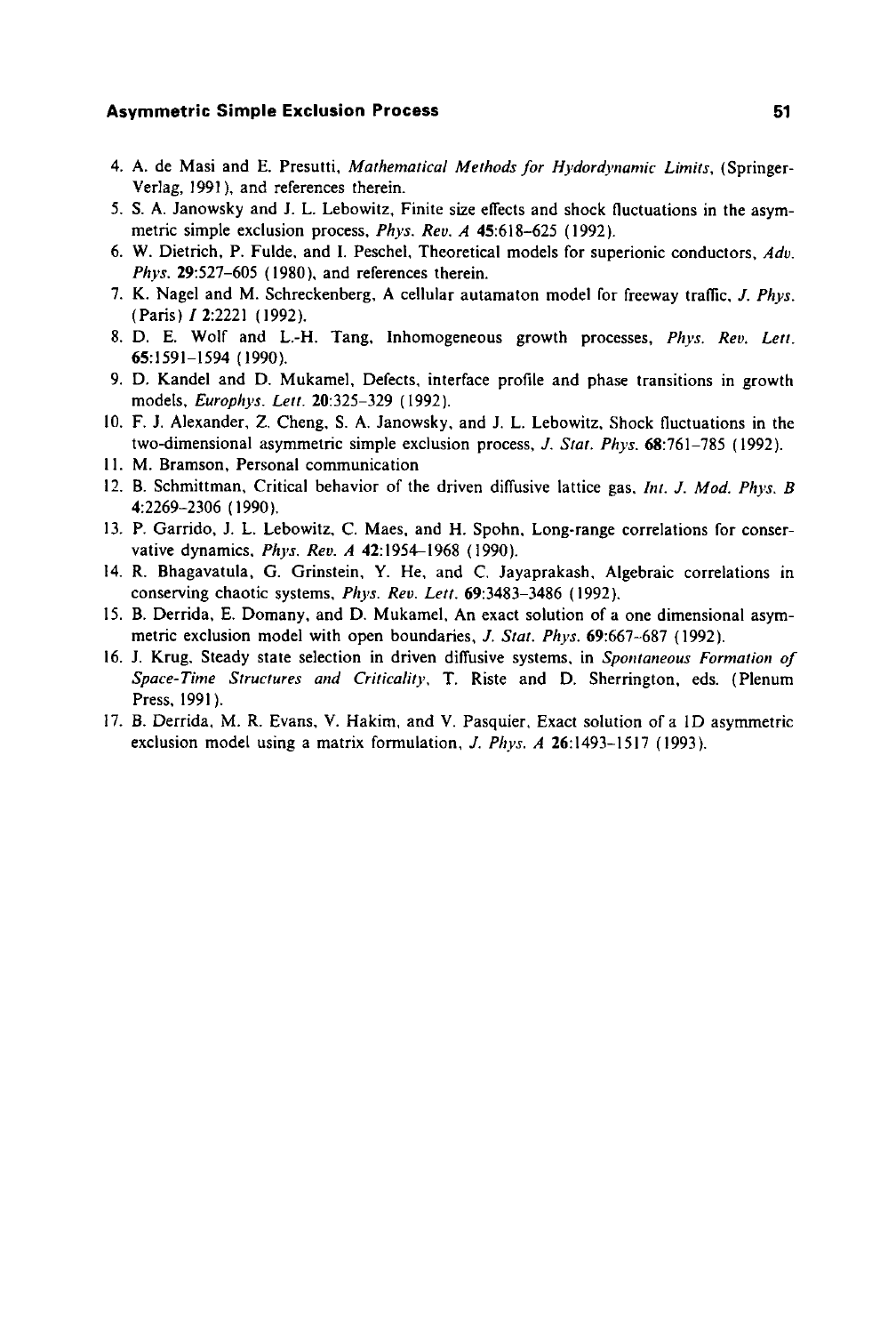4. A. de Masi and E. Presutti, *Mathematical Methods for Hydordynamic Limits*, (Springer-Verlag, 1991), and references therein.
5. S. A. Janowsky and J. L. Lebowitz, Finite size effects and shock fluctuations in the asymmetric simple exclusion process, *Phys. Rev. A* **45**:618–625 (1992).
6. W. Dietrich, P. Fulde, and I. Peschel, Theoretical models for superionic conductors, *Adv. Phys.* **29**:527–605 (1980), and references therein.
7. K. Nagel and M. Schreckenberg, A cellular autamaton model for freeway traffic, *J. Phys. (Paris) I* **2**:2221 (1992).
8. D. E. Wolf and L.-H. Tang, Inhomogeneous growth processes, *Phys. Rev. Lett.* **65**:1591–1594 (1990).
9. D. Kandel and D. Mukamel, Defects, interface profile and phase transitions in growth models, *Europhys. Lett.* **20**:325–329 (1992).
10. F. J. Alexander, Z. Cheng, S. A. Janowsky, and J. L. Lebowitz, Shock fluctuations in the two-dimensional asymmetric simple exclusion process, *J. Stat. Phys.* **68**:761–785 (1992).
11. M. Bramson, Personal communication
12. B. Schmittman, Critical behavior of the driven diffusive lattice gas, *Int. J. Mod. Phys. B* **4**:2269–2306 (1990).
13. P. Garrido, J. L. Lebowitz, C. Maes, and H. Spohn, Long-range correlations for conservative dynamics, *Phys. Rev. A* **42**:1954–1968 (1990).
14. R. Bhagavatula, G. Grinstein, Y. He, and C. Jayaprakash, Algebraic correlations in conserving chaotic systems, *Phys. Rev. Lett.* **69**:3483–3486 (1992).
15. B. Derrida, E. Domany, and D. Mukamel, An exact solution of a one dimensional asymmetric exclusion model with open boundaries, *J. Stat. Phys.* **69**:667–687 (1992).
16. J. Krug, Steady state selection in driven diffusive systems, in *Spontaneous Formation of Space-Time Structures and Criticality*, T. Riste and D. Sherrington, eds. (Plenum Press, 1991).
17. B. Derrida, M. R. Evans, V. Hakim, and V. Pasquier, Exact solution of a 1D asymmetric exclusion model using a matrix formulation, *J. Phys. A* **26**:1493–1517 (1993).